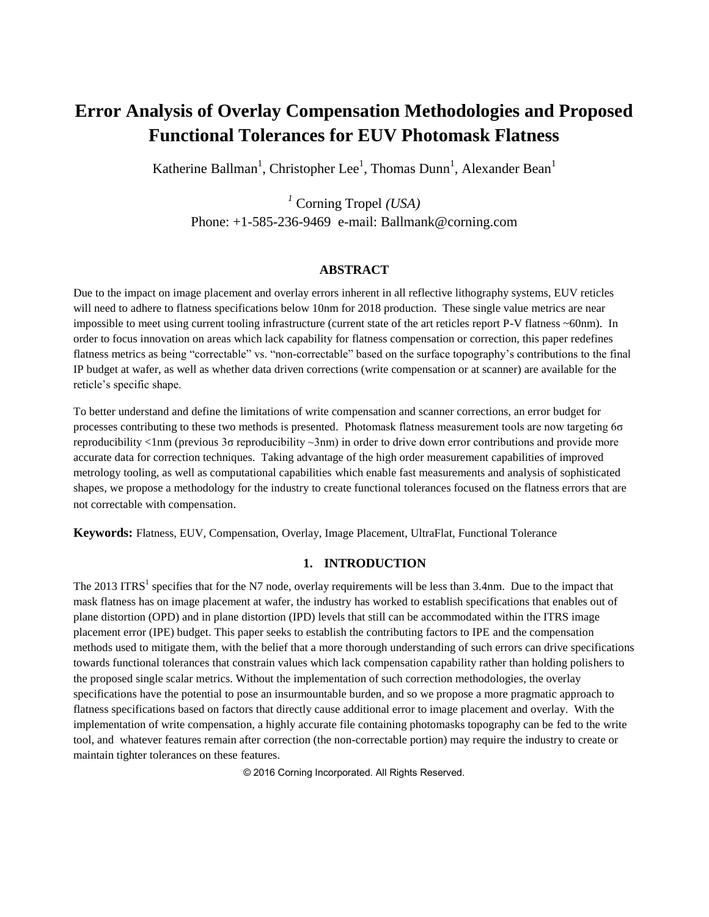# Error Analysis of Overlay Compensation Methodologies and Proposed Functional Tolerances for EUV Photomask Flatness

Katherine Ballman[1], Christopher Lee[1], Thomas Dunn[1], Alexander Bean[1]

[1] Corning Tropel *(USA)*
Phone: +1-585-236-9469 e-mail: Ballmank@corning.com

## ABSTRACT

Due to the impact on image placement and overlay errors inherent in all reflective lithography systems, EUV reticles will need to adhere to flatness specifications below 10nm for 2018 production. These single value metrics are near impossible to meet using current tooling infrastructure (current state of the art reticles report P-V flatness ~60nm). In order to focus innovation on areas which lack capability for flatness compensation or correction, this paper redefines flatness metrics as being "correctable" vs. "non-correctable" based on the surface topography's contributions to the final IP budget at wafer, as well as whether data driven corrections (write compensation or at scanner) are available for the reticle's specific shape.

To better understand and define the limitations of write compensation and scanner corrections, an error budget for processes contributing to these two methods is presented. Photomask flatness measurement tools are now targeting 6σ reproducibility <1nm (previous 3σ reproducibility ~3nm) in order to drive down error contributions and provide more accurate data for correction techniques. Taking advantage of the high order measurement capabilities of improved metrology tooling, as well as computational capabilities which enable fast measurements and analysis of sophisticated shapes, we propose a methodology for the industry to create functional tolerances focused on the flatness errors that are not correctable with compensation.

**Keywords:** Flatness, EUV, Compensation, Overlay, Image Placement, UltraFlat, Functional Tolerance

## 1. INTRODUCTION

The 2013 ITRS[1] specifies that for the N7 node, overlay requirements will be less than 3.4nm. Due to the impact that mask flatness has on image placement at wafer, the industry has worked to establish specifications that enables out of plane distortion (OPD) and in plane distortion (IPD) levels that still can be accommodated within the ITRS image placement error (IPE) budget. This paper seeks to establish the contributing factors to IPE and the compensation methods used to mitigate them, with the belief that a more thorough understanding of such errors can drive specifications towards functional tolerances that constrain values which lack compensation capability rather than holding polishers to the proposed single scalar metrics. Without the implementation of such correction methodologies, the overlay specifications have the potential to pose an insurmountable burden, and so we propose a more pragmatic approach to flatness specifications based on factors that directly cause additional error to image placement and overlay. With the implementation of write compensation, a highly accurate file containing photomasks topography can be fed to the write tool, and whatever features remain after correction (the non-correctable portion) may require the industry to create or maintain tighter tolerances on these features.

© 2016 Corning Incorporated. All Rights Reserved.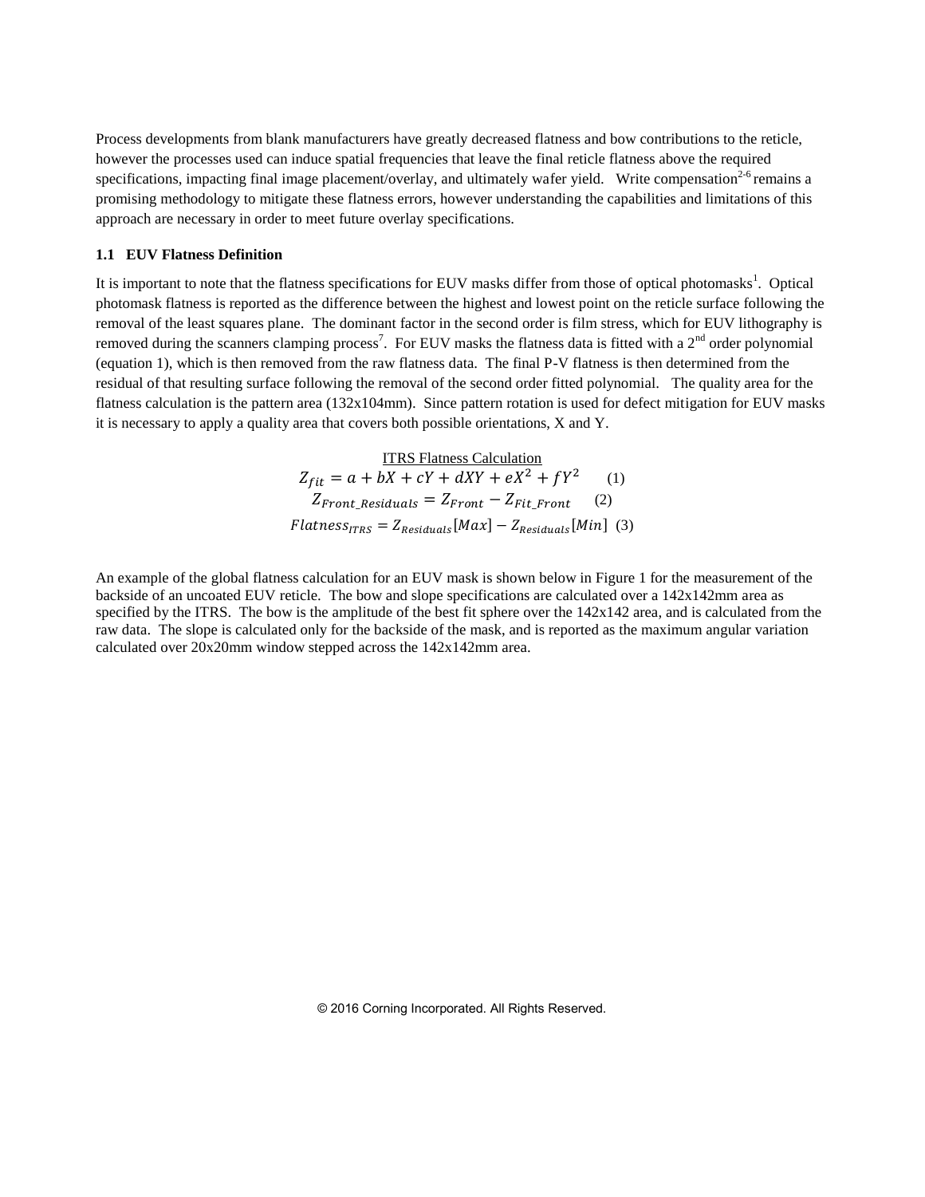Process developments from blank manufacturers have greatly decreased flatness and bow contributions to the reticle, however the processes used can induce spatial frequencies that leave the final reticle flatness above the required specifications, impacting final image placement/overlay, and ultimately wafer yield. Write compensation[2-6] remains a promising methodology to mitigate these flatness errors, however understanding the capabilities and limitations of this approach are necessary in order to meet future overlay specifications.

### 1.1 EUV Flatness Definition

It is important to note that the flatness specifications for EUV masks differ from those of optical photomasks[1]. Optical photomask flatness is reported as the difference between the highest and lowest point on the reticle surface following the removal of the least squares plane. The dominant factor in the second order is film stress, which for EUV lithography is removed during the scanners clamping process[7]. For EUV masks the flatness data is fitted with a 2[nd] order polynomial (equation 1), which is then removed from the raw flatness data. The final P-V flatness is then determined from the residual of that resulting surface following the removal of the second order fitted polynomial. The quality area for the flatness calculation is the pattern area (132x104mm). Since pattern rotation is used for defect mitigation for EUV masks it is necessary to apply a quality area that covers both possible orientations, X and Y.

ITRS Flatness Calculation

$$Z_{fit} = a + bX + cY + dXY + eX^2 + fY^2 \quad (1)$$

$$Z_{Front\_Residuals} = Z_{Front} - Z_{Fit\_Front} \quad (2)$$

$$Flatness_{ITRS} = Z_{Residuals}[Max] - Z_{Residuals}[Min] \quad (3)$$

An example of the global flatness calculation for an EUV mask is shown below in Figure 1 for the measurement of the backside of an uncoated EUV reticle. The bow and slope specifications are calculated over a 142x142mm area as specified by the ITRS. The bow is the amplitude of the best fit sphere over the 142x142 area, and is calculated from the raw data. The slope is calculated only for the backside of the mask, and is reported as the maximum angular variation calculated over 20x20mm window stepped across the 142x142mm area.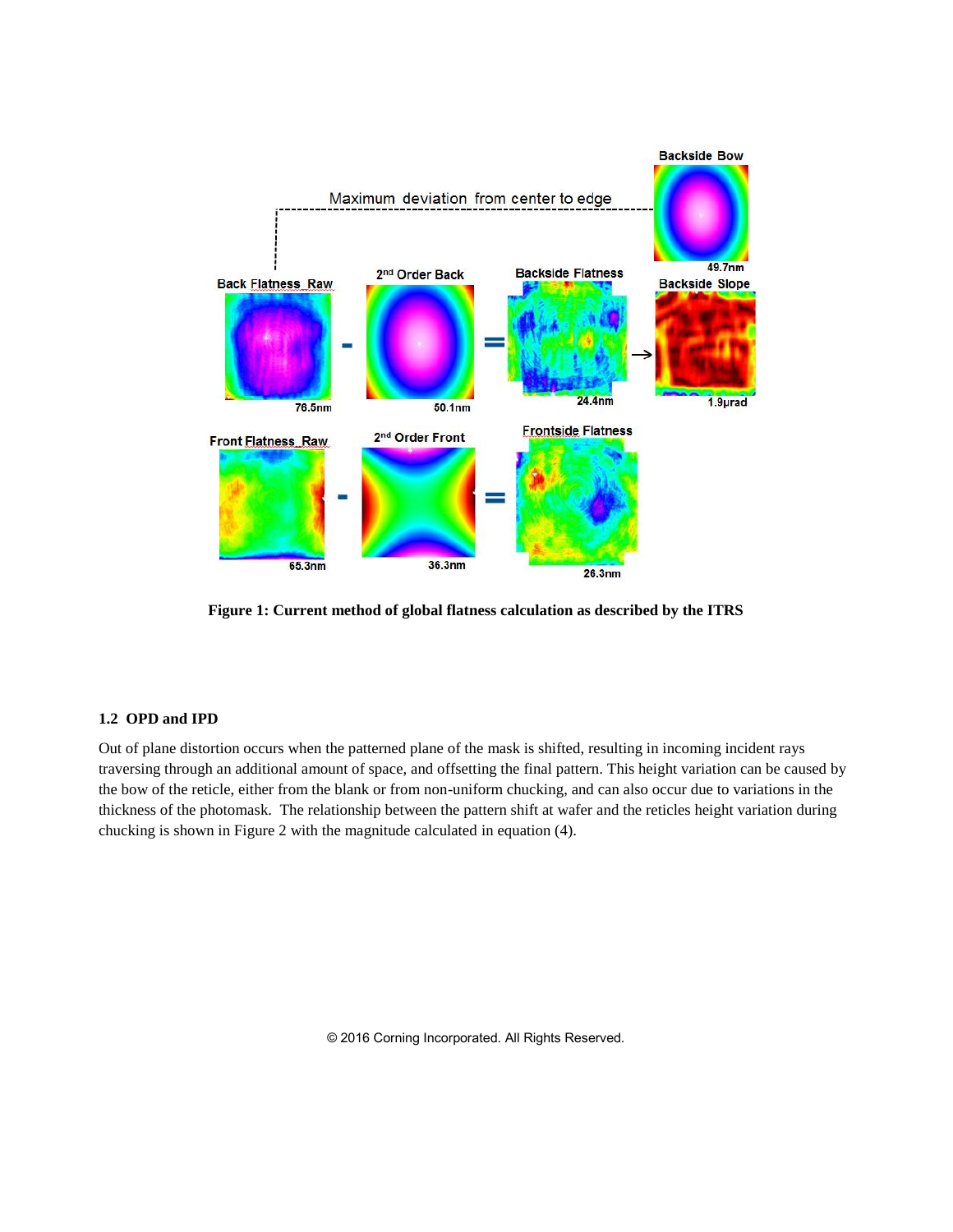Maximum deviation from center to edge

Backside Bow

49.7nm

Back Flatness_Raw

76.5nm

2nd Order Back

50.1nm

Backside Flatness

24.4nm

Backside Slope

1.9µrad

Front Flatness_Raw

65.3nm

2nd Order Front

36.3nm

Frontside Flatness

26.3nm

**Figure 1: Current method of global flatness calculation as described by the ITRS**

### 1.2 OPD and IPD

Out of plane distortion occurs when the patterned plane of the mask is shifted, resulting in incoming incident rays traversing through an additional amount of space, and offsetting the final pattern. This height variation can be caused by the bow of the reticle, either from the blank or from non-uniform chucking, and can also occur due to variations in the thickness of the photomask. The relationship between the pattern shift at wafer and the reticles height variation during chucking is shown in Figure 2 with the magnitude calculated in equation (4).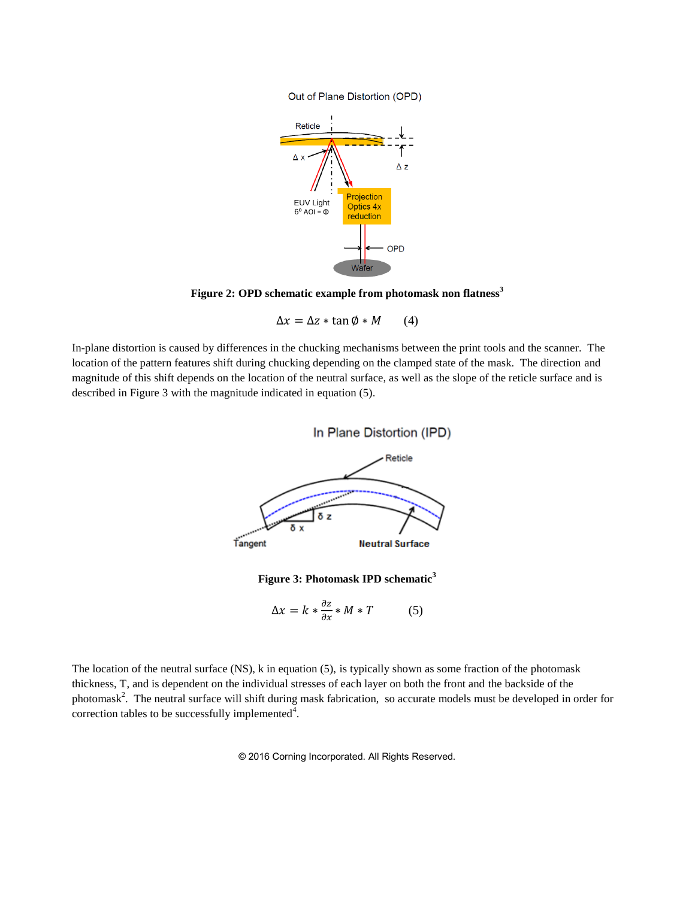Out of Plane Distortion (OPD)

Reticle

Δ x

Δ z

EUV Light
6° AOI = Φ

Projection Optics 4x reduction

OPD

Wafer

**Figure 2: OPD schematic example from photomask non flatness[3]**

$$\Delta x = \Delta z * \tan \emptyset * M \qquad (4)$$

In-plane distortion is caused by differences in the chucking mechanisms between the print tools and the scanner. The location of the pattern features shift during chucking depending on the clamped state of the mask. The direction and magnitude of this shift depends on the location of the neutral surface, as well as the slope of the reticle surface and is described in Figure 3 with the magnitude indicated in equation (5).

In Plane Distortion (IPD)

Reticle

δ z

δ x

Tangent

Neutral Surface

**Figure 3: Photomask IPD schematic[3]**

$$\Delta x = k * \frac{\partial z}{\partial x} * M * T \qquad (5)$$

The location of the neutral surface (NS), k in equation (5), is typically shown as some fraction of the photomask thickness, T, and is dependent on the individual stresses of each layer on both the front and the backside of the photomask[2]. The neutral surface will shift during mask fabrication, so accurate models must be developed in order for correction tables to be successfully implemented[4].

© 2016 Corning Incorporated. All Rights Reserved.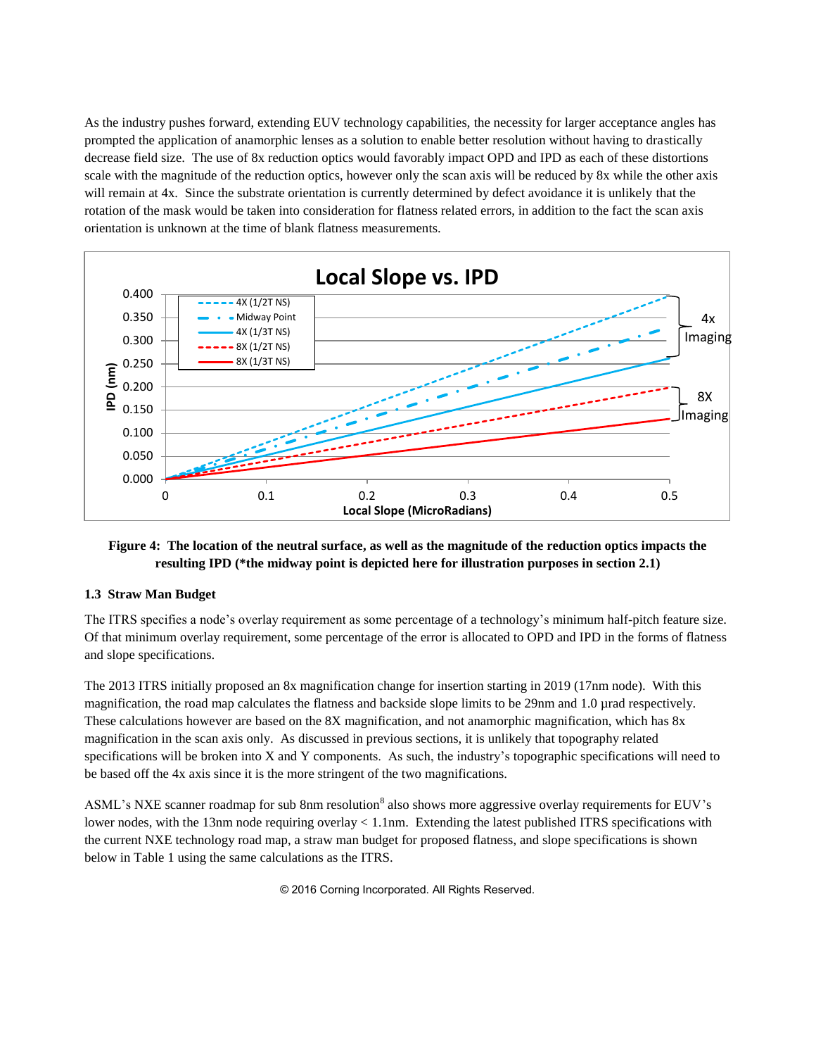As the industry pushes forward, extending EUV technology capabilities, the necessity for larger acceptance angles has prompted the application of anamorphic lenses as a solution to enable better resolution without having to drastically decrease field size. The use of 8x reduction optics would favorably impact OPD and IPD as each of these distortions scale with the magnitude of the reduction optics, however only the scan axis will be reduced by 8x while the other axis will remain at 4x. Since the substrate orientation is currently determined by defect avoidance it is unlikely that the rotation of the mask would be taken into consideration for flatness related errors, in addition to the fact the scan axis orientation is unknown at the time of blank flatness measurements.

Local Slope vs. IPD

IPD (nm)

0.400
0.350
0.300
0.250
0.200
0.150
0.100
0.050
0.000

0
0.1
0.2
0.3
0.4
0.5

Local Slope (MicroRadians)

4X (1/2T NS)
Midway Point
4X (1/3T NS)
8X (1/2T NS)
8X (1/3T NS)

4x Imaging

8X Imaging

**Figure 4: The location of the neutral surface, as well as the magnitude of the reduction optics impacts the resulting IPD (*the midway point is depicted here for illustration purposes in section 2.1)**

### 1.3 Straw Man Budget

The ITRS specifies a node's overlay requirement as some percentage of a technology's minimum half-pitch feature size. Of that minimum overlay requirement, some percentage of the error is allocated to OPD and IPD in the forms of flatness and slope specifications.

The 2013 ITRS initially proposed an 8x magnification change for insertion starting in 2019 (17nm node). With this magnification, the road map calculates the flatness and backside slope limits to be 29nm and 1.0 µrad respectively. These calculations however are based on the 8X magnification, and not anamorphic magnification, which has 8x magnification in the scan axis only. As discussed in previous sections, it is unlikely that topography related specifications will be broken into X and Y components. As such, the industry's topographic specifications will need to be based off the 4x axis since it is the more stringent of the two magnifications.

ASML's NXE scanner roadmap for sub 8nm resolution[8] also shows more aggressive overlay requirements for EUV's lower nodes, with the 13nm node requiring overlay < 1.1nm. Extending the latest published ITRS specifications with the current NXE technology road map, a straw man budget for proposed flatness, and slope specifications is shown below in Table 1 using the same calculations as the ITRS.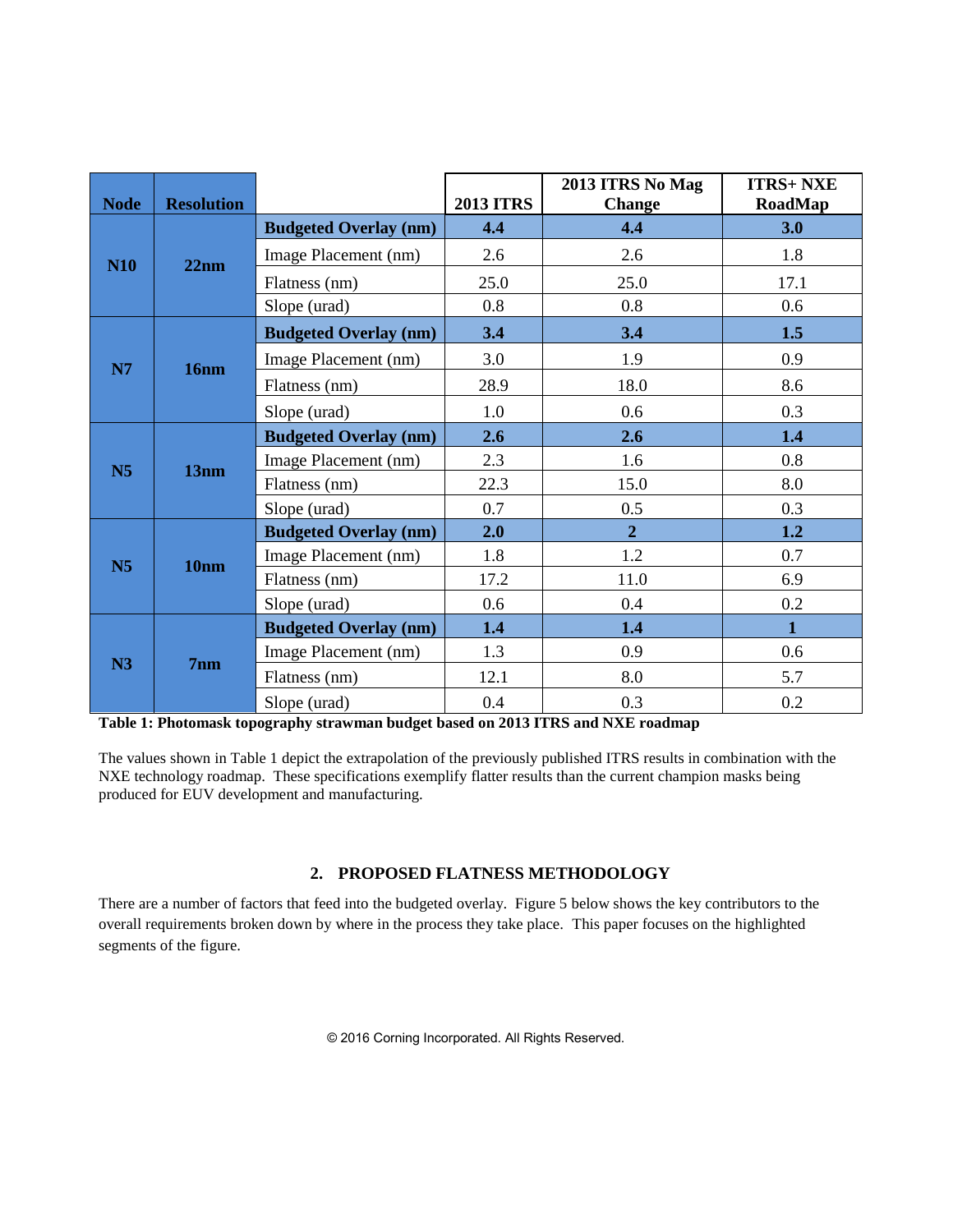| Node | Resolution | | 2013 ITRS | 2013 ITRS No Mag Change | ITRS+ NXE RoadMap |
|---|---|---|---|---|---|
| **N10** | **22nm** | **Budgeted Overlay (nm)** | **4.4** | **4.4** | **3.0** |
| | | Image Placement (nm) | 2.6 | 2.6 | 1.8 |
| | | Flatness (nm) | 25.0 | 25.0 | 17.1 |
| | | Slope (urad) | 0.8 | 0.8 | 0.6 |
| **N7** | **16nm** | **Budgeted Overlay (nm)** | **3.4** | **3.4** | **1.5** |
| | | Image Placement (nm) | 3.0 | 1.9 | 0.9 |
| | | Flatness (nm) | 28.9 | 18.0 | 8.6 |
| | | Slope (urad) | 1.0 | 0.6 | 0.3 |
| **N5** | **13nm** | **Budgeted Overlay (nm)** | **2.6** | **2.6** | **1.4** |
| | | Image Placement (nm) | 2.3 | 1.6 | 0.8 |
| | | Flatness (nm) | 22.3 | 15.0 | 8.0 |
| | | Slope (urad) | 0.7 | 0.5 | 0.3 |
| **N5** | **10nm** | **Budgeted Overlay (nm)** | **2.0** | **2** | **1.2** |
| | | Image Placement (nm) | 1.8 | 1.2 | 0.7 |
| | | Flatness (nm) | 17.2 | 11.0 | 6.9 |
| | | Slope (urad) | 0.6 | 0.4 | 0.2 |
| **N3** | **7nm** | **Budgeted Overlay (nm)** | **1.4** | **1.4** | **1** |
| | | Image Placement (nm) | 1.3 | 0.9 | 0.6 |
| | | Flatness (nm) | 12.1 | 8.0 | 5.7 |
| | | Slope (urad) | 0.4 | 0.3 | 0.2 |

**Table 1: Photomask topography strawman budget based on 2013 ITRS and NXE roadmap**

The values shown in Table 1 depict the extrapolation of the previously published ITRS results in combination with the NXE technology roadmap. These specifications exemplify flatter results than the current champion masks being produced for EUV development and manufacturing.

## 2. PROPOSED FLATNESS METHODOLOGY

There are a number of factors that feed into the budgeted overlay. Figure 5 below shows the key contributors to the overall requirements broken down by where in the process they take place. This paper focuses on the highlighted segments of the figure.

© 2016 Corning Incorporated. All Rights Reserved.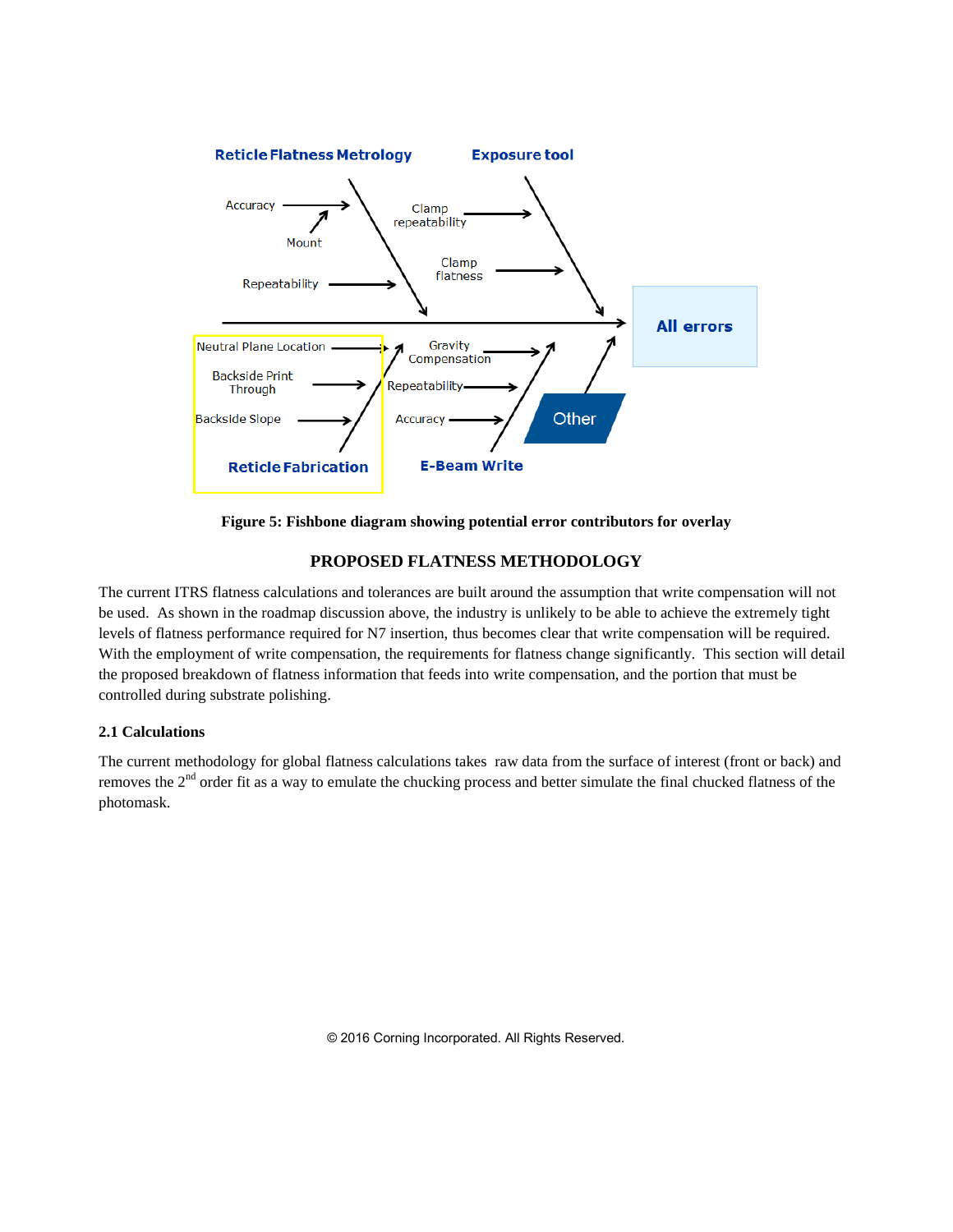Reticle Flatness Metrology

Exposure tool

Accuracy

Mount

Repeatability

Clamp repeatability

Clamp flatness

All errors

Neutral Plane Location

Backside Print Through

Backside Slope

Reticle Fabrication

Gravity Compensation

Repeatability

Accuracy

E-Beam Write

Other

**Figure 5: Fishbone diagram showing potential error contributors for overlay**

## PROPOSED FLATNESS METHODOLOGY

The current ITRS flatness calculations and tolerances are built around the assumption that write compensation will not be used. As shown in the roadmap discussion above, the industry is unlikely to be able to achieve the extremely tight levels of flatness performance required for N7 insertion, thus becomes clear that write compensation will be required. With the employment of write compensation, the requirements for flatness change significantly. This section will detail the proposed breakdown of flatness information that feeds into write compensation, and the portion that must be controlled during substrate polishing.

### 2.1 Calculations

The current methodology for global flatness calculations takes raw data from the surface of interest (front or back) and removes the $2^{nd}$ order fit as a way to emulate the chucking process and better simulate the final chucked flatness of the photomask.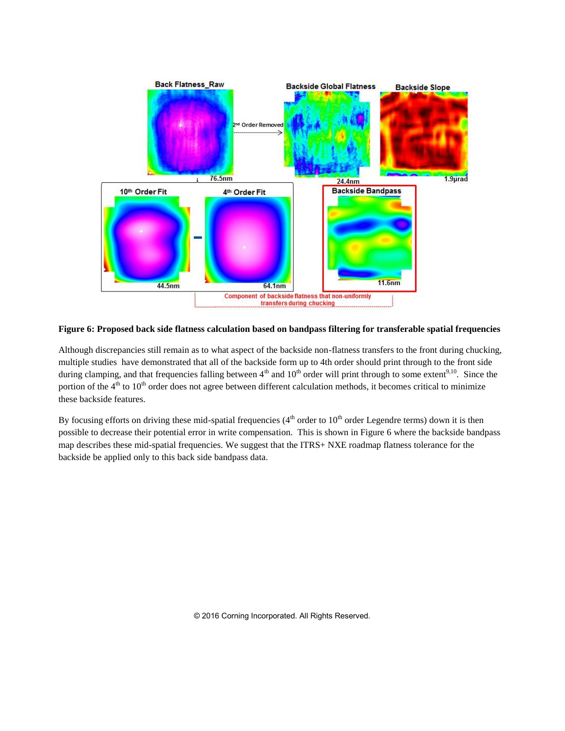Back Flatness_Raw

2nd Order Removed

Backside Global Flatness

Backside Slope

76.5nm

24.4nm

1.9µrad

10th Order Fit

4th Order Fit

Backside Bandpass

44.5nm

64.1nm

11.6nm

Component of backside flatness that non-uniformly transfers during chucking

**Figure 6: Proposed back side flatness calculation based on bandpass filtering for transferable spatial frequencies**

Although discrepancies still remain as to what aspect of the backside non-flatness transfers to the front during chucking, multiple studies have demonstrated that all of the backside form up to 4th order should print through to the front side during clamping, and that frequencies falling between 4$^{th}$ and 10$^{th}$ order will print through to some extent[9,10]. Since the portion of the 4$^{th}$ to 10$^{th}$ order does not agree between different calculation methods, it becomes critical to minimize these backside features.

By focusing efforts on driving these mid-spatial frequencies (4$^{th}$ order to 10$^{th}$ order Legendre terms) down it is then possible to decrease their potential error in write compensation. This is shown in Figure 6 where the backside bandpass map describes these mid-spatial frequencies. We suggest that the ITRS+ NXE roadmap flatness tolerance for the backside be applied only to this back side bandpass data.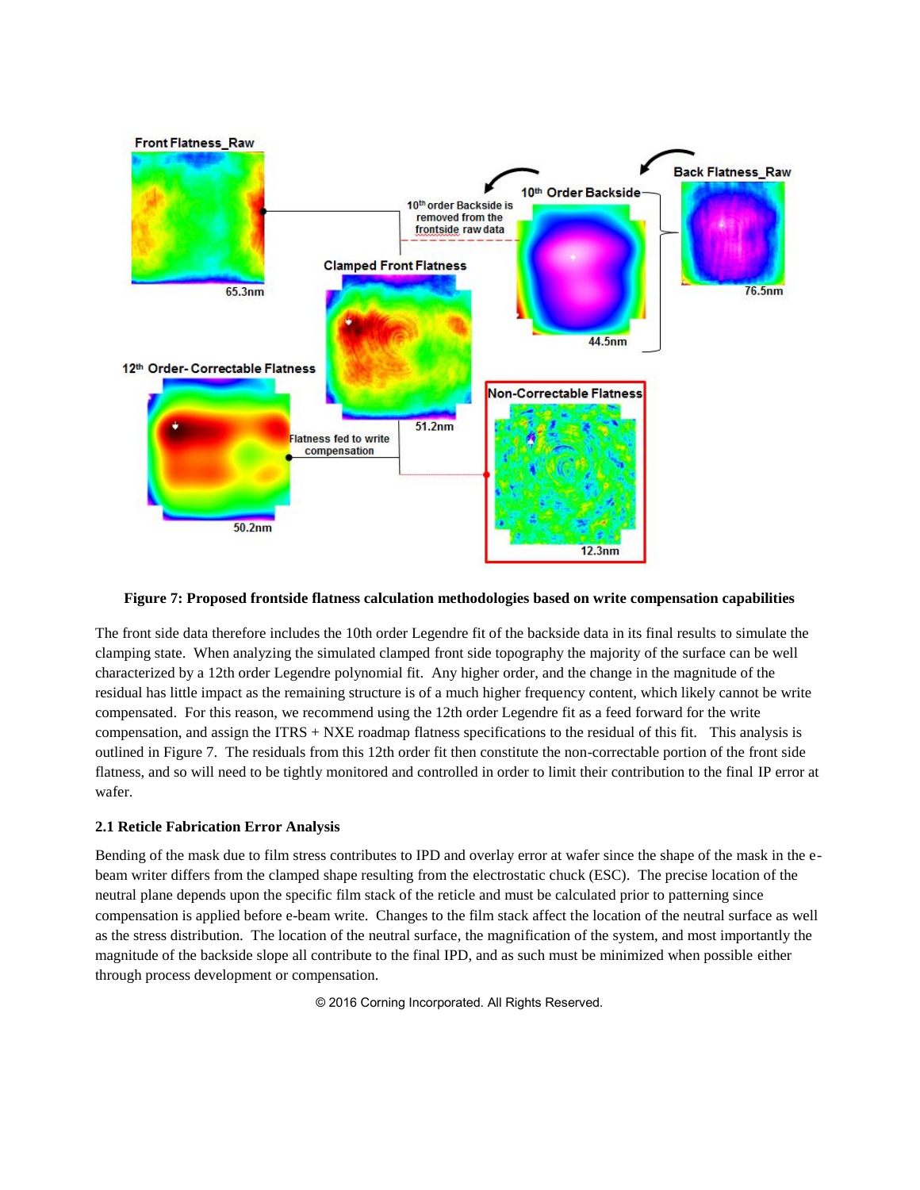Front Flatness_Raw

65.3nm

10th order Backside is removed from the frontside raw data

10th Order Backside

44.5nm

Back Flatness_Raw

76.5nm

Clamped Front Flatness

51.2nm

12th Order- Correctable Flatness

50.2nm

Flatness fed to write compensation

Non-Correctable Flatness

12.3nm

**Figure 7: Proposed frontside flatness calculation methodologies based on write compensation capabilities**

The front side data therefore includes the 10th order Legendre fit of the backside data in its final results to simulate the clamping state. When analyzing the simulated clamped front side topography the majority of the surface can be well characterized by a 12th order Legendre polynomial fit. Any higher order, and the change in the magnitude of the residual has little impact as the remaining structure is of a much higher frequency content, which likely cannot be write compensated. For this reason, we recommend using the 12th order Legendre fit as a feed forward for the write compensation, and assign the ITRS + NXE roadmap flatness specifications to the residual of this fit. This analysis is outlined in Figure 7. The residuals from this 12th order fit then constitute the non-correctable portion of the front side flatness, and so will need to be tightly monitored and controlled in order to limit their contribution to the final IP error at wafer.

### 2.1 Reticle Fabrication Error Analysis

Bending of the mask due to film stress contributes to IPD and overlay error at wafer since the shape of the mask in the e-beam writer differs from the clamped shape resulting from the electrostatic chuck (ESC). The precise location of the neutral plane depends upon the specific film stack of the reticle and must be calculated prior to patterning since compensation is applied before e-beam write. Changes to the film stack affect the location of the neutral surface as well as the stress distribution. The location of the neutral surface, the magnification of the system, and most importantly the magnitude of the backside slope all contribute to the final IPD, and as such must be minimized when possible either through process development or compensation.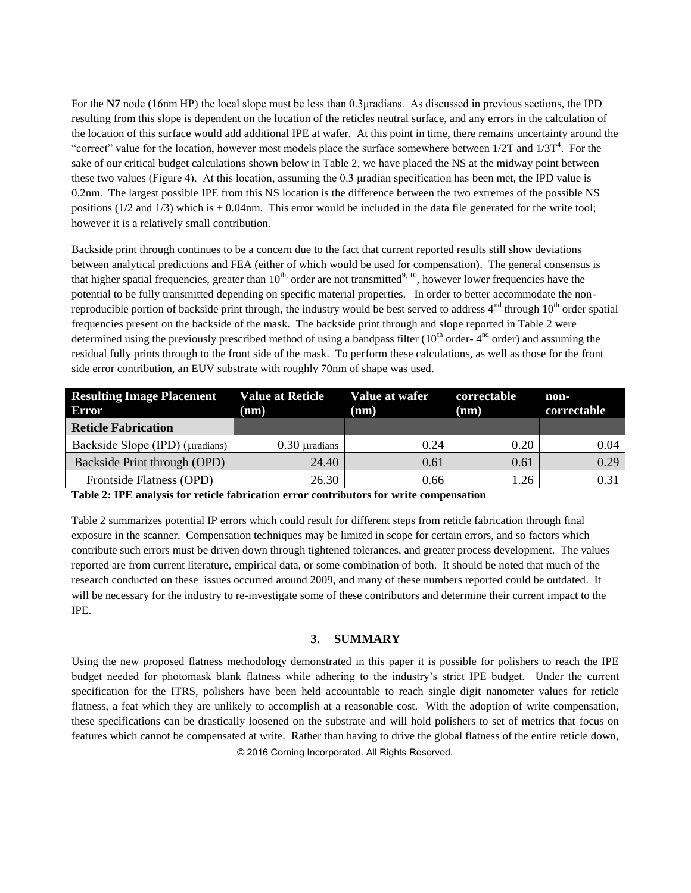For the **N7** node (16nm HP) the local slope must be less than 0.3μradians. As discussed in previous sections, the IPD resulting from this slope is dependent on the location of the reticles neutral surface, and any errors in the calculation of the location of this surface would add additional IPE at wafer. At this point in time, there remains uncertainty around the "correct" value for the location, however most models place the surface somewhere between 1/2T and 1/3T[4]. For the sake of our critical budget calculations shown below in Table 2, we have placed the NS at the midway point between these two values (Figure 4). At this location, assuming the 0.3 μradian specification has been met, the IPD value is 0.2nm. The largest possible IPE from this NS location is the difference between the two extremes of the possible NS positions (1/2 and 1/3) which is ± 0.04nm. This error would be included in the data file generated for the write tool; however it is a relatively small contribution.

Backside print through continues to be a concern due to the fact that current reported results still show deviations between analytical predictions and FEA (either of which would be used for compensation). The general consensus is that higher spatial frequencies, greater than 10$^{th}$ order are not transmitted[9, 10], however lower frequencies have the potential to be fully transmitted depending on specific material properties. In order to better accommodate the non-reproducible portion of backside print through, the industry would be best served to address 4$^{nd}$ through 10$^{th}$ order spatial frequencies present on the backside of the mask. The backside print through and slope reported in Table 2 were determined using the previously prescribed method of using a bandpass filter (10$^{th}$ order- 4$^{nd}$ order) and assuming the residual fully prints through to the front side of the mask. To perform these calculations, as well as those for the front side error contribution, an EUV substrate with roughly 70nm of shape was used.

| Resulting Image Placement Error | Value at Reticle (nm) | Value at wafer (nm) | correctable (nm) | non-correctable |
|---|---|---|---|---|
| **Reticle Fabrication** | | | | |
| Backside Slope (IPD) (μradians) | 0.30 μradians | 0.24 | 0.20 | 0.04 |
| Backside Print through (OPD) | 24.40 | 0.61 | 0.61 | 0.29 |
| Frontside Flatness (OPD) | 26.30 | 0.66 | 1.26 | 0.31 |

**Table 2: IPE analysis for reticle fabrication error contributors for write compensation**

Table 2 summarizes potential IP errors which could result for different steps from reticle fabrication through final exposure in the scanner. Compensation techniques may be limited in scope for certain errors, and so factors which contribute such errors must be driven down through tightened tolerances, and greater process development. The values reported are from current literature, empirical data, or some combination of both. It should be noted that much of the research conducted on these issues occurred around 2009, and many of these numbers reported could be outdated. It will be necessary for the industry to re-investigate some of these contributors and determine their current impact to the IPE.

## 3. SUMMARY

Using the new proposed flatness methodology demonstrated in this paper it is possible for polishers to reach the IPE budget needed for photomask blank flatness while adhering to the industry's strict IPE budget. Under the current specification for the ITRS, polishers have been held accountable to reach single digit nanometer values for reticle flatness, a feat which they are unlikely to accomplish at a reasonable cost. With the adoption of write compensation, these specifications can be drastically loosened on the substrate and will hold polishers to set of metrics that focus on features which cannot be compensated at write. Rather than having to drive the global flatness of the entire reticle down,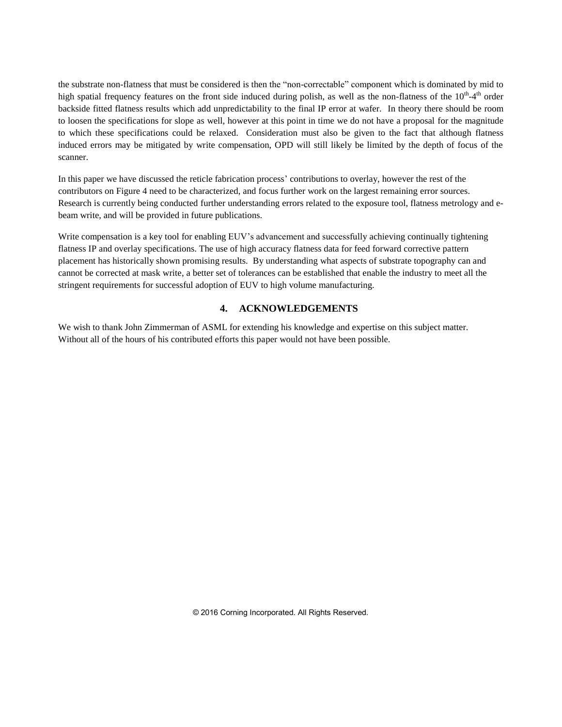the substrate non-flatness that must be considered is then the "non-correctable" component which is dominated by mid to high spatial frequency features on the front side induced during polish, as well as the non-flatness of the $10^{th}$-$4^{th}$ order backside fitted flatness results which add unpredictability to the final IP error at wafer. In theory there should be room to loosen the specifications for slope as well, however at this point in time we do not have a proposal for the magnitude to which these specifications could be relaxed. Consideration must also be given to the fact that although flatness induced errors may be mitigated by write compensation, OPD will still likely be limited by the depth of focus of the scanner.

In this paper we have discussed the reticle fabrication process' contributions to overlay, however the rest of the contributors on Figure 4 need to be characterized, and focus further work on the largest remaining error sources. Research is currently being conducted further understanding errors related to the exposure tool, flatness metrology and e-beam write, and will be provided in future publications.

Write compensation is a key tool for enabling EUV's advancement and successfully achieving continually tightening flatness IP and overlay specifications. The use of high accuracy flatness data for feed forward corrective pattern placement has historically shown promising results. By understanding what aspects of substrate topography can and cannot be corrected at mask write, a better set of tolerances can be established that enable the industry to meet all the stringent requirements for successful adoption of EUV to high volume manufacturing.

## 4. ACKNOWLEDGEMENTS

We wish to thank John Zimmerman of ASML for extending his knowledge and expertise on this subject matter. Without all of the hours of his contributed efforts this paper would not have been possible.

© 2016 Corning Incorporated. All Rights Reserved.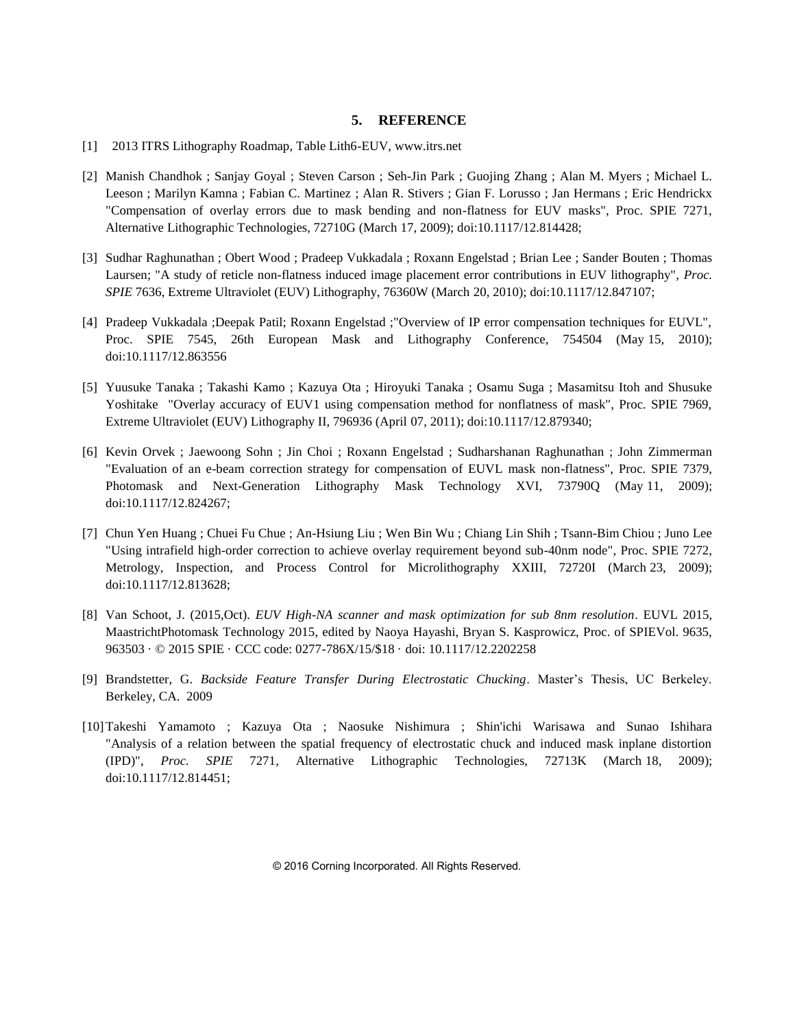## 5. REFERENCE

[1] 2013 ITRS Lithography Roadmap, Table Lith6-EUV, www.itrs.net

[2] Manish Chandhok ; Sanjay Goyal ; Steven Carson ; Seh-Jin Park ; Guojing Zhang ; Alan M. Myers ; Michael L. Leeson ; Marilyn Kamna ; Fabian C. Martinez ; Alan R. Stivers ; Gian F. Lorusso ; Jan Hermans ; Eric Hendrickx "Compensation of overlay errors due to mask bending and non-flatness for EUV masks", Proc. SPIE 7271, Alternative Lithographic Technologies, 72710G (March 17, 2009); doi:10.1117/12.814428;

[3] Sudhar Raghunathan ; Obert Wood ; Pradeep Vukkadala ; Roxann Engelstad ; Brian Lee ; Sander Bouten ; Thomas Laursen; "A study of reticle non-flatness induced image placement error contributions in EUV lithography", *Proc. SPIE* 7636, Extreme Ultraviolet (EUV) Lithography, 76360W (March 20, 2010); doi:10.1117/12.847107;

[4] Pradeep Vukkadala ;Deepak Patil; Roxann Engelstad ;"Overview of IP error compensation techniques for EUVL", Proc. SPIE 7545, 26th European Mask and Lithography Conference, 754504 (May 15, 2010); doi:10.1117/12.863556

[5] Yuusuke Tanaka ; Takashi Kamo ; Kazuya Ota ; Hiroyuki Tanaka ; Osamu Suga ; Masamitsu Itoh and Shusuke Yoshitake "Overlay accuracy of EUV1 using compensation method for nonflatness of mask", Proc. SPIE 7969, Extreme Ultraviolet (EUV) Lithography II, 796936 (April 07, 2011); doi:10.1117/12.879340;

[6] Kevin Orvek ; Jaewoong Sohn ; Jin Choi ; Roxann Engelstad ; Sudharshanan Raghunathan ; John Zimmerman "Evaluation of an e-beam correction strategy for compensation of EUVL mask non-flatness", Proc. SPIE 7379, Photomask and Next-Generation Lithography Mask Technology XVI, 73790Q (May 11, 2009); doi:10.1117/12.824267;

[7] Chun Yen Huang ; Chuei Fu Chue ; An-Hsiung Liu ; Wen Bin Wu ; Chiang Lin Shih ; Tsann-Bim Chiou ; Juno Lee "Using intrafield high-order correction to achieve overlay requirement beyond sub-40nm node", Proc. SPIE 7272, Metrology, Inspection, and Process Control for Microlithography XXIII, 72720I (March 23, 2009); doi:10.1117/12.813628;

[8] Van Schoot, J. (2015,Oct). *EUV High-NA scanner and mask optimization for sub 8nm resolution*. EUVL 2015, MaastrichtPhotomask Technology 2015, edited by Naoya Hayashi, Bryan S. Kasprowicz, Proc. of SPIEVol. 9635, 963503 · © 2015 SPIE · CCC code: 0277-786X/15/$18 · doi: 10.1117/12.2202258

[9] Brandstetter, G. *Backside Feature Transfer During Electrostatic Chucking*. Master's Thesis, UC Berkeley. Berkeley, CA. 2009

[10] Takeshi Yamamoto ; Kazuya Ota ; Naosuke Nishimura ; Shin'ichi Warisawa and Sunao Ishihara "Analysis of a relation between the spatial frequency of electrostatic chuck and induced mask inplane distortion (IPD)", *Proc. SPIE* 7271, Alternative Lithographic Technologies, 72713K (March 18, 2009); doi:10.1117/12.814451;

© 2016 Corning Incorporated. All Rights Reserved.